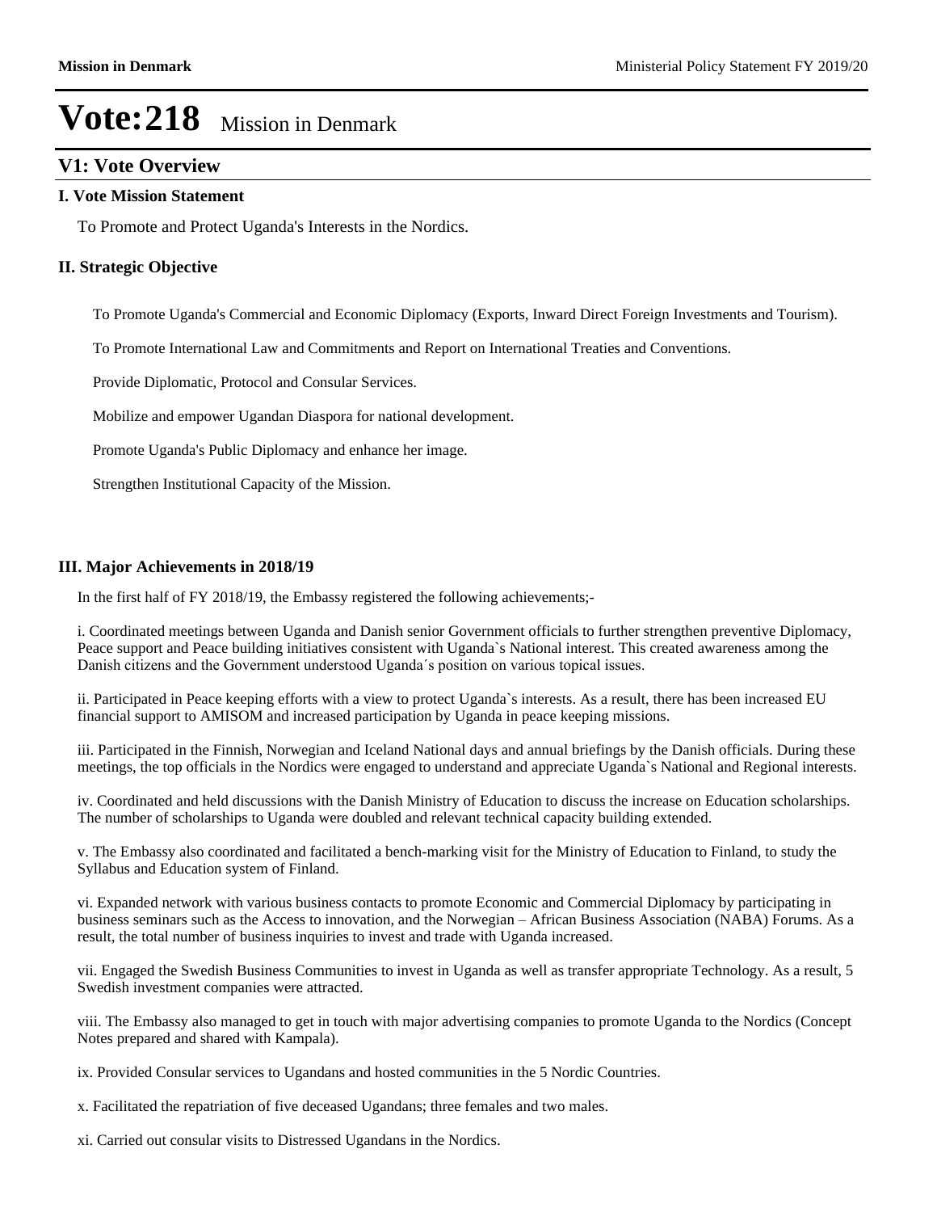# Vote:218 Mission in Denmark

## V1: Vote Overview

### I. Vote Mission Statement

To Promote and Protect Uganda's Interests in the Nordics.

### II. Strategic Objective

To Promote Uganda's Commercial and Economic Diplomacy (Exports, Inward Direct Foreign Investments and Tourism).

To Promote International Law and Commitments and Report on International Treaties and Conventions.

Provide Diplomatic, Protocol and Consular Services.

Mobilize and empower Ugandan Diaspora for national development.

Promote Uganda's Public Diplomacy and enhance her image.

Strengthen Institutional Capacity of the Mission.

### III. Major Achievements in 2018/19

In the first half of FY 2018/19, the Embassy registered the following achievements;-

i. Coordinated meetings between Uganda and Danish senior Government officials to further strengthen preventive Diplomacy, Peace support and Peace building initiatives consistent with Uganda`s National interest. This created awareness among the Danish citizens and the Government understood Uganda´s position on various topical issues.

ii. Participated in Peace keeping efforts with a view to protect Uganda`s interests. As a result, there has been increased EU financial support to AMISOM and increased participation by Uganda in peace keeping missions.

iii. Participated in the Finnish, Norwegian and Iceland National days and annual briefings by the Danish officials. During these meetings, the top officials in the Nordics were engaged to understand and appreciate Uganda`s National and Regional interests.

iv. Coordinated and held discussions with the Danish Ministry of Education to discuss the increase on Education scholarships. The number of scholarships to Uganda were doubled and relevant technical capacity building extended.

v. The Embassy also coordinated and facilitated a bench-marking visit for the Ministry of Education to Finland, to study the Syllabus and Education system of Finland.

vi. Expanded network with various business contacts to promote Economic and Commercial Diplomacy by participating in business seminars such as the Access to innovation, and the Norwegian – African Business Association (NABA) Forums. As a result, the total number of business inquiries to invest and trade with Uganda increased.

vii. Engaged the Swedish Business Communities to invest in Uganda as well as transfer appropriate Technology. As a result, 5 Swedish investment companies were attracted.

viii. The Embassy also managed to get in touch with major advertising companies to promote Uganda to the Nordics (Concept Notes prepared and shared with Kampala).

ix. Provided Consular services to Ugandans and hosted communities in the 5 Nordic Countries.

x. Facilitated the repatriation of five deceased Ugandans; three females and two males.

xi. Carried out consular visits to Distressed Ugandans in the Nordics.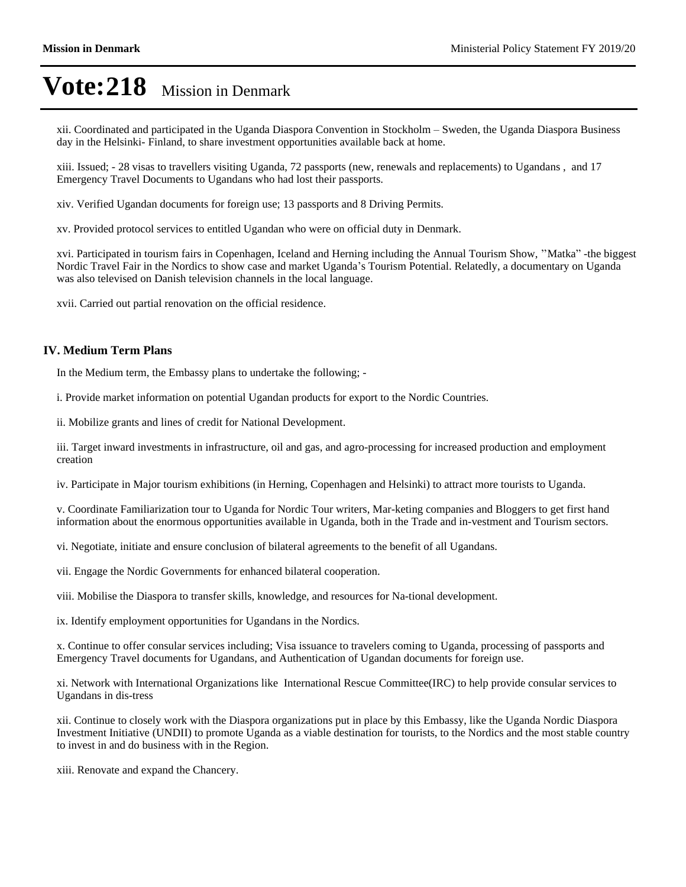# Vote:218 Mission in Denmark

xii. Coordinated and participated in the Uganda Diaspora Convention in Stockholm – Sweden, the Uganda Diaspora Business day in the Helsinki- Finland, to share investment opportunities available back at home.

xiii. Issued; - 28 visas to travellers visiting Uganda, 72 passports (new, renewals and replacements) to Ugandans , and 17 Emergency Travel Documents to Ugandans who had lost their passports.

xiv. Verified Ugandan documents for foreign use; 13 passports and 8 Driving Permits.

xv. Provided protocol services to entitled Ugandan who were on official duty in Denmark.

xvi. Participated in tourism fairs in Copenhagen, Iceland and Herning including the Annual Tourism Show, ''Matka" -the biggest Nordic Travel Fair in the Nordics to show case and market Uganda's Tourism Potential. Relatedly, a documentary on Uganda was also televised on Danish television channels in the local language.

xvii. Carried out partial renovation on the official residence.

## IV. Medium Term Plans

In the Medium term, the Embassy plans to undertake the following; -

i. Provide market information on potential Ugandan products for export to the Nordic Countries.

ii. Mobilize grants and lines of credit for National Development.

iii. Target inward investments in infrastructure, oil and gas, and agro-processing for increased production and employment creation

iv. Participate in Major tourism exhibitions (in Herning, Copenhagen and Helsinki) to attract more tourists to Uganda.

v. Coordinate Familiarization tour to Uganda for Nordic Tour writers, Mar-keting companies and Bloggers to get first hand information about the enormous opportunities available in Uganda, both in the Trade and in-vestment and Tourism sectors.

vi. Negotiate, initiate and ensure conclusion of bilateral agreements to the benefit of all Ugandans.

vii. Engage the Nordic Governments for enhanced bilateral cooperation.

viii. Mobilise the Diaspora to transfer skills, knowledge, and resources for Na-tional development.

ix. Identify employment opportunities for Ugandans in the Nordics.

x. Continue to offer consular services including; Visa issuance to travelers coming to Uganda, processing of passports and Emergency Travel documents for Ugandans, and Authentication of Ugandan documents for foreign use.

xi. Network with International Organizations like International Rescue Committee(IRC) to help provide consular services to Ugandans in dis-tress

xii. Continue to closely work with the Diaspora organizations put in place by this Embassy, like the Uganda Nordic Diaspora Investment Initiative (UNDII) to promote Uganda as a viable destination for tourists, to the Nordics and the most stable country to invest in and do business with in the Region.

xiii. Renovate and expand the Chancery.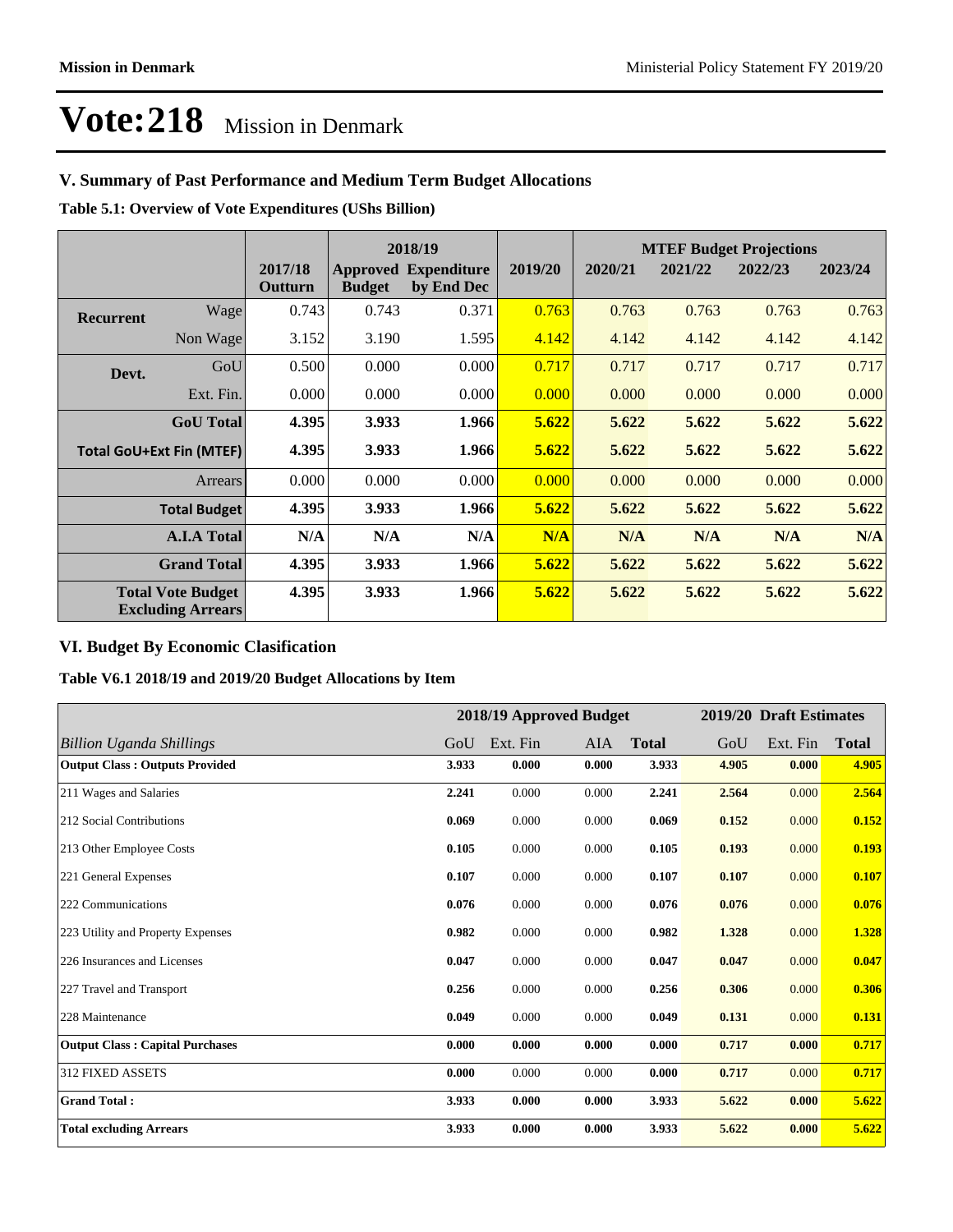# Vote:218 Mission in Denmark

## V. Summary of Past Performance and Medium Term Budget Allocations

**Table 5.1: Overview of Vote Expenditures (UShs Billion)**

| | | 2017/18 Outturn | 2018/19 Approved Budget | 2018/19 Expenditure by End Dec | 2019/20 | MTEF Budget Projections 2020/21 | 2021/22 | 2022/23 | 2023/24 |
|---|---|---|---|---|---|---|---|---|---|
| **Recurrent** | Wage | 0.743 | 0.743 | 0.371 | 0.763 | 0.763 | 0.763 | 0.763 | 0.763 |
| | Non Wage | 3.152 | 3.190 | 1.595 | 4.142 | 4.142 | 4.142 | 4.142 | 4.142 |
| **Devt.** | GoU | 0.500 | 0.000 | 0.000 | 0.717 | 0.717 | 0.717 | 0.717 | 0.717 |
| | Ext. Fin. | 0.000 | 0.000 | 0.000 | 0.000 | 0.000 | 0.000 | 0.000 | 0.000 |
| | **GoU Total** | **4.395** | **3.933** | **1.966** | **5.622** | **5.622** | **5.622** | **5.622** | **5.622** |
| **Total GoU+Ext Fin (MTEF)** | | **4.395** | **3.933** | **1.966** | **5.622** | **5.622** | **5.622** | **5.622** | **5.622** |
| | Arrears | 0.000 | 0.000 | 0.000 | 0.000 | 0.000 | 0.000 | 0.000 | 0.000 |
| | **Total Budget** | **4.395** | **3.933** | **1.966** | **5.622** | **5.622** | **5.622** | **5.622** | **5.622** |
| | **A.I.A Total** | **N/A** | **N/A** | **N/A** | **N/A** | **N/A** | **N/A** | **N/A** | **N/A** |
| | **Grand Total** | **4.395** | **3.933** | **1.966** | **5.622** | **5.622** | **5.622** | **5.622** | **5.622** |
| **Total Vote Budget Excluding Arrears** | | **4.395** | **3.933** | **1.966** | **5.622** | **5.622** | **5.622** | **5.622** | **5.622** |

## VI. Budget By Economic Clasification

**Table V6.1 2018/19 and 2019/20 Budget Allocations by Item**

| | 2018/19 Approved Budget | | | | 2019/20 Draft Estimates | | |
|---|---|---|---|---|---|---|---|
| *Billion Uganda Shillings* | GoU | Ext. Fin | AIA | **Total** | GoU | Ext. Fin | **Total** |
| **Output Class : Outputs Provided** | **3.933** | **0.000** | **0.000** | **3.933** | **4.905** | **0.000** | **4.905** |
| 211 Wages and Salaries | **2.241** | 0.000 | 0.000 | **2.241** | **2.564** | 0.000 | **2.564** |
| 212 Social Contributions | **0.069** | 0.000 | 0.000 | **0.069** | **0.152** | 0.000 | **0.152** |
| 213 Other Employee Costs | **0.105** | 0.000 | 0.000 | **0.105** | **0.193** | 0.000 | **0.193** |
| 221 General Expenses | **0.107** | 0.000 | 0.000 | **0.107** | **0.107** | 0.000 | **0.107** |
| 222 Communications | **0.076** | 0.000 | 0.000 | **0.076** | **0.076** | 0.000 | **0.076** |
| 223 Utility and Property Expenses | **0.982** | 0.000 | 0.000 | **0.982** | **1.328** | 0.000 | **1.328** |
| 226 Insurances and Licenses | **0.047** | 0.000 | 0.000 | **0.047** | **0.047** | 0.000 | **0.047** |
| 227 Travel and Transport | **0.256** | 0.000 | 0.000 | **0.256** | **0.306** | 0.000 | **0.306** |
| 228 Maintenance | **0.049** | 0.000 | 0.000 | **0.049** | **0.131** | 0.000 | **0.131** |
| **Output Class : Capital Purchases** | **0.000** | **0.000** | **0.000** | **0.000** | **0.717** | **0.000** | **0.717** |
| 312 FIXED ASSETS | **0.000** | 0.000 | 0.000 | **0.000** | **0.717** | 0.000 | **0.717** |
| **Grand Total :** | **3.933** | **0.000** | **0.000** | **3.933** | **5.622** | **0.000** | **5.622** |
| **Total excluding Arrears** | **3.933** | **0.000** | **0.000** | **3.933** | **5.622** | **0.000** | **5.622** |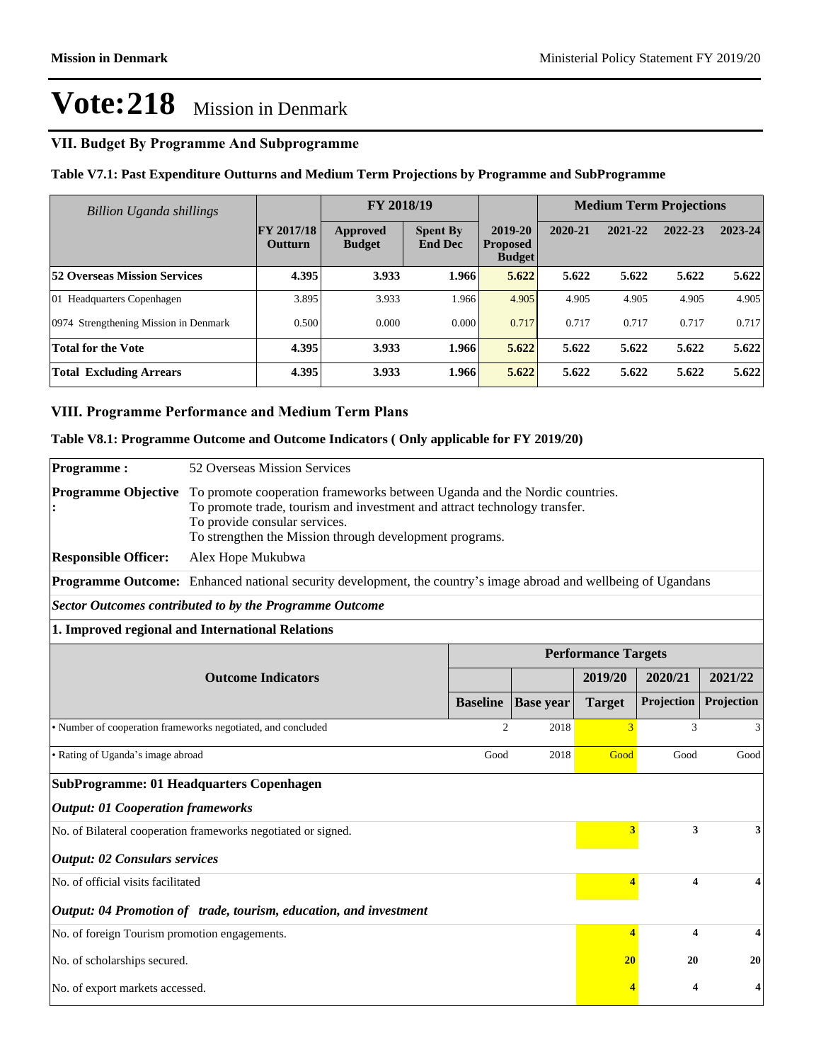# Vote:218 Mission in Denmark

## VII. Budget By Programme And Subprogramme

### Table V7.1: Past Expenditure Outturns and Medium Term Projections by Programme and SubProgramme

| *Billion Uganda shillings* | | FY 2018/19 | | | Medium Term Projections | | | |
|---|---|---|---|---|---|---|---|---|
| | FY 2017/18 Outturn | Approved Budget | Spent By End Dec | 2019-20 Proposed Budget | 2020-21 | 2021-22 | 2022-23 | 2023-24 |
| **52 Overseas Mission Services** | **4.395** | **3.933** | **1.966** | **5.622** | **5.622** | **5.622** | **5.622** | **5.622** |
| 01 Headquarters Copenhagen | 3.895 | 3.933 | 1.966 | 4.905 | 4.905 | 4.905 | 4.905 | 4.905 |
| 0974 Strengthening Mission in Denmark | 0.500 | 0.000 | 0.000 | 0.717 | 0.717 | 0.717 | 0.717 | 0.717 |
| **Total for the Vote** | **4.395** | **3.933** | **1.966** | **5.622** | **5.622** | **5.622** | **5.622** | **5.622** |
| **Total Excluding Arrears** | **4.395** | **3.933** | **1.966** | **5.622** | **5.622** | **5.622** | **5.622** | **5.622** |

## VIII. Programme Performance and Medium Term Plans

### Table V8.1: Programme Outcome and Outcome Indicators ( Only applicable for FY 2019/20)

**Programme :** 52 Overseas Mission Services

**Programme Objective :** To promote cooperation frameworks between Uganda and the Nordic countries.
To promote trade, tourism and investment and attract technology transfer.
To provide consular services.
To strengthen the Mission through development programs.

**Responsible Officer:** Alex Hope Mukubwa

**Programme Outcome:** Enhanced national security development, the country's image abroad and wellbeing of Ugandans

***Sector Outcomes contributed to by the Programme Outcome***

**1. Improved regional and International Relations**

| Outcome Indicators | Performance Targets | | | | |
|---|---|---|---|---|---|
| | | | 2019/20 | 2020/21 | 2021/22 |
| | Baseline | Base year | Target | Projection | Projection |
| • Number of cooperation frameworks negotiated, and concluded | 2 | 2018 | 3 | 3 | 3 |
| • Rating of Uganda's image abroad | Good | 2018 | Good | Good | Good |

**SubProgramme: 01 Headquarters Copenhagen**

| | 2019/20 | 2020/21 | 2021/22 |
|---|---|---|---|
| ***Output: 01 Cooperation frameworks*** | | | |
| No. of Bilateral cooperation frameworks negotiated or signed. | **3** | **3** | **3** |
| ***Output: 02 Consulars services*** | | | |
| No. of official visits facilitated | **4** | **4** | **4** |
| ***Output: 04 Promotion of trade, tourism, education, and investment*** | | | |
| No. of foreign Tourism promotion engagements. | **4** | **4** | **4** |
| No. of scholarships secured. | **20** | **20** | **20** |
| No. of export markets accessed. | **4** | **4** | **4** |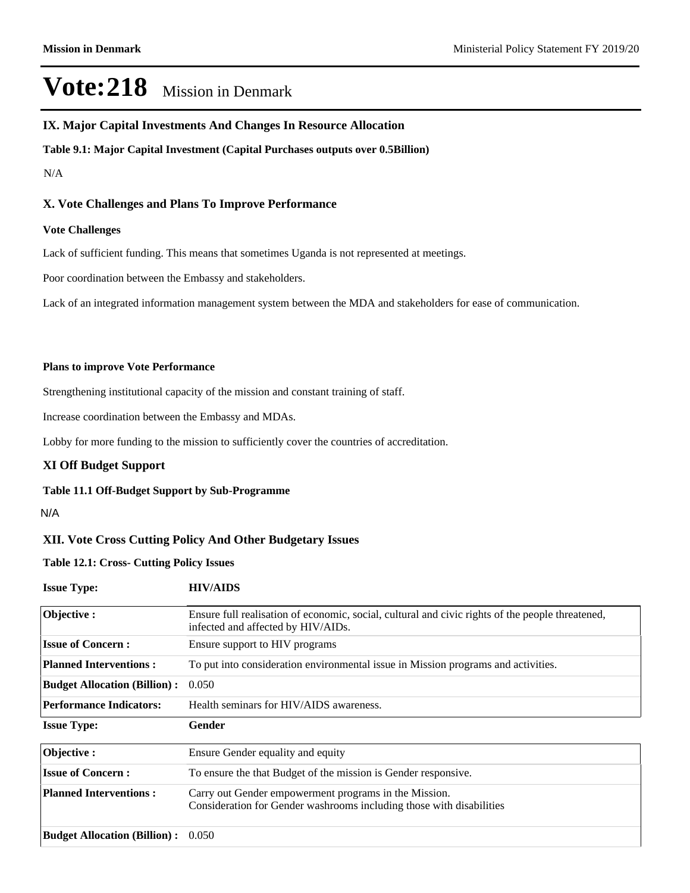# Vote:218 Mission in Denmark

## IX. Major Capital Investments And Changes In Resource Allocation

**Table 9.1: Major Capital Investment (Capital Purchases outputs over 0.5Billion)**

N/A

## X. Vote Challenges and Plans To Improve Performance

**Vote Challenges**

Lack of sufficient funding. This means that sometimes Uganda is not represented at meetings.

Poor coordination between the Embassy and stakeholders.

Lack of an integrated information management system between the MDA and stakeholders for ease of communication.

**Plans to improve Vote Performance**

Strengthening institutional capacity of the mission and constant training of staff.

Increase coordination between the Embassy and MDAs.

Lobby for more funding to the mission to sufficiently cover the countries of accreditation.

## XI Off Budget Support

**Table 11.1 Off-Budget Support by Sub-Programme**

N/A

## XII. Vote Cross Cutting Policy And Other Budgetary Issues

**Table 12.1: Cross- Cutting Policy Issues**

| **Issue Type:** | **HIV/AIDS** |
|---|---|
| **Objective :** | Ensure full realisation of economic, social, cultural and civic rights of the people threatened, infected and affected by HIV/AIDs. |
| **Issue of Concern :** | Ensure support to HIV programs |
| **Planned Interventions :** | To put into consideration environmental issue in Mission programs and activities. |
| **Budget Allocation (Billion) :** | 0.050 |
| **Performance Indicators:** | Health seminars for HIV/AIDS awareness. |

| **Issue Type:** | **Gender** |
|---|---|
| **Objective :** | Ensure Gender equality and equity |
| **Issue of Concern :** | To ensure the that Budget of the mission is Gender responsive. |
| **Planned Interventions :** | Carry out Gender empowerment programs in the Mission.<br>Consideration for Gender washrooms including those with disabilities |
| **Budget Allocation (Billion) :** | 0.050 |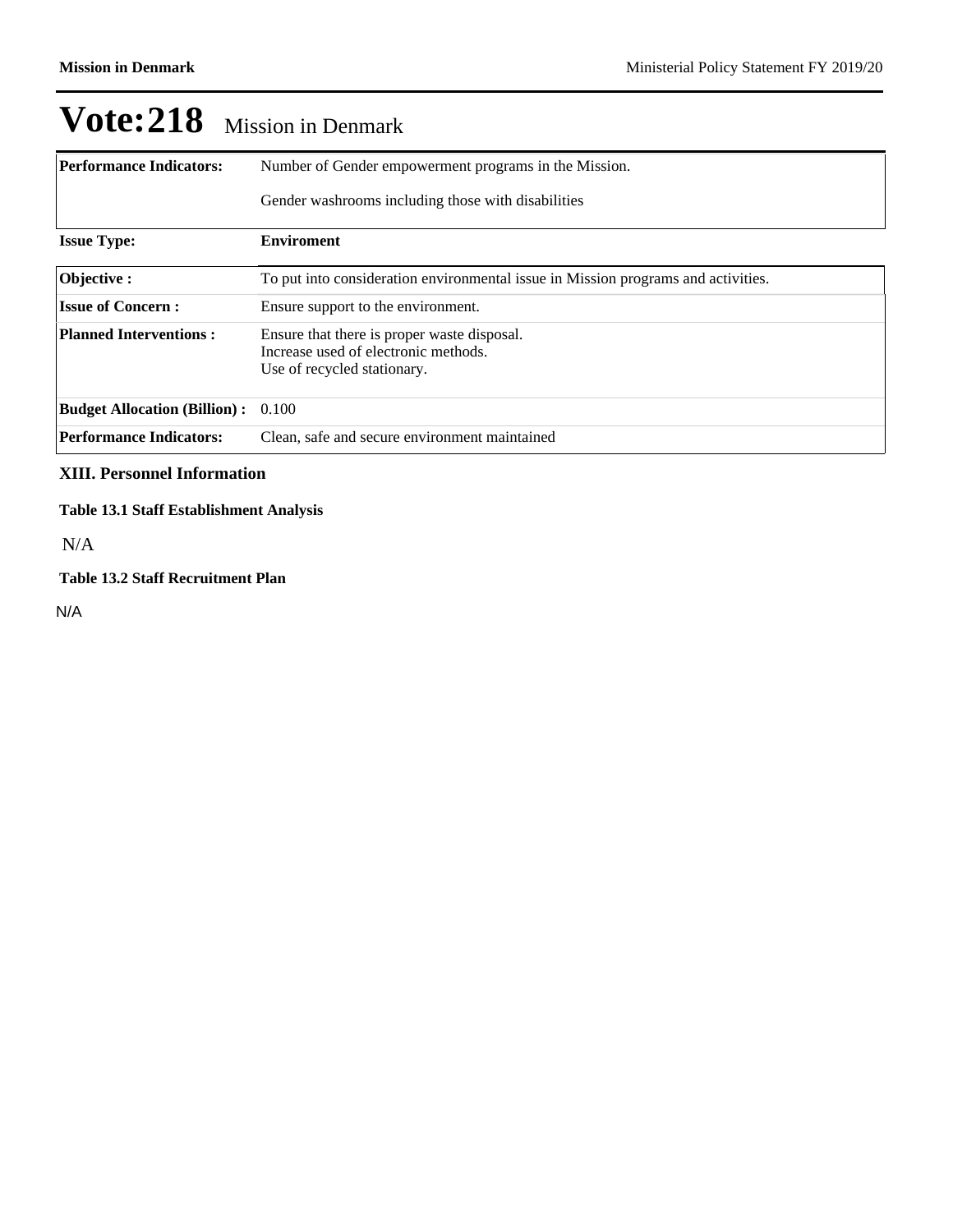# Vote:218 Mission in Denmark

| | |
|---|---|
| **Performance Indicators:** | Number of Gender empowerment programs in the Mission.<br><br>Gender washrooms including those with disabilities |

**Issue Type:** **Enviroment**

| | |
|---|---|
| **Objective :** | To put into consideration environmental issue in Mission programs and activities. |
| **Issue of Concern :** | Ensure support to the environment. |
| **Planned Interventions :** | Ensure that there is proper waste disposal.<br>Increase used of electronic methods.<br>Use of recycled stationary. |
| **Budget Allocation (Billion) :** | 0.100 |
| **Performance Indicators:** | Clean, safe and secure environment maintained |

## XIII. Personnel Information

### Table 13.1 Staff Establishment Analysis

N/A

### Table 13.2 Staff Recruitment Plan

N/A